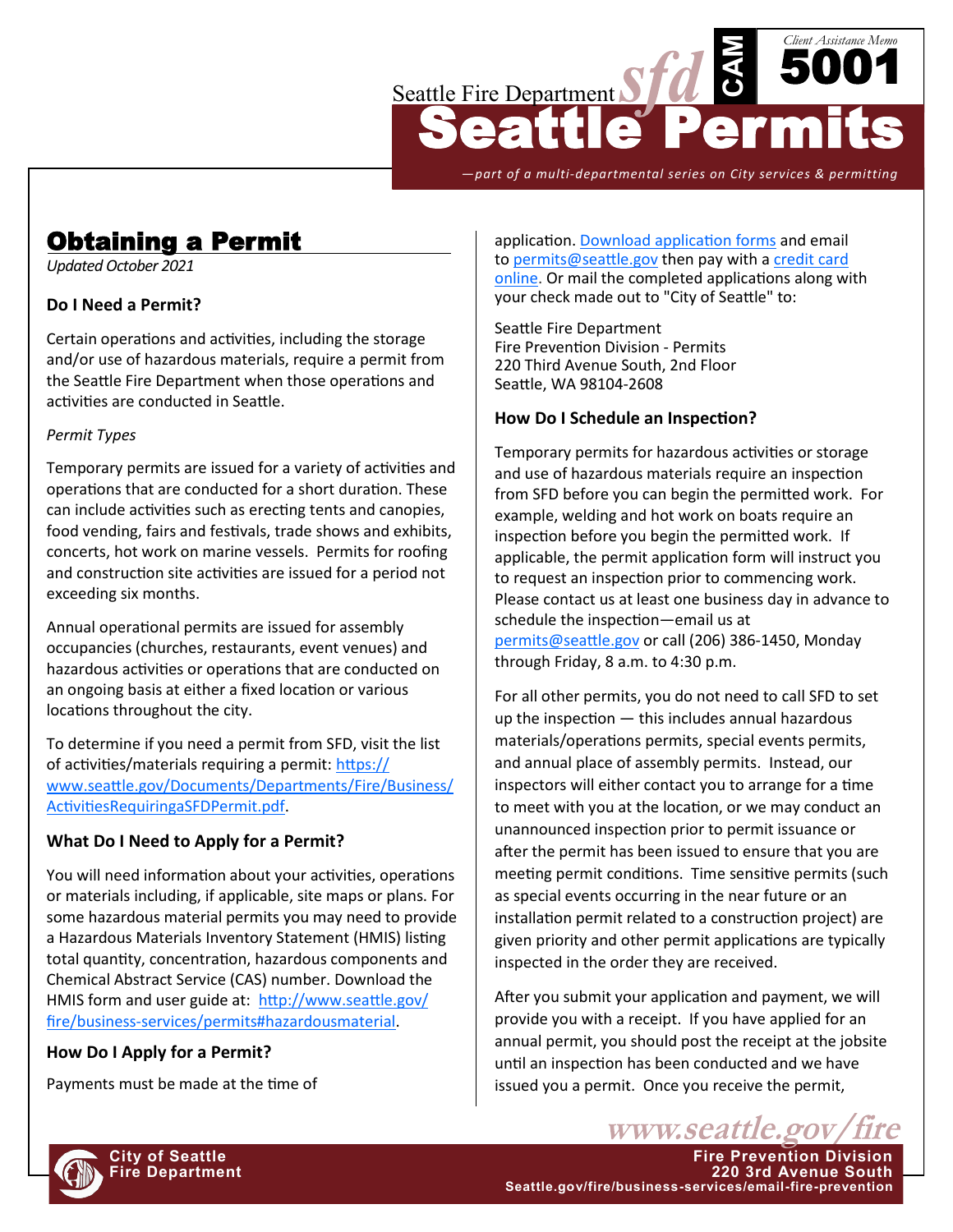Seattle Fire Department

# Seattle Permits

CAM 5001 — Client Assistance Memo

*—part of a multi-departmental series on City services & permitting*

## Obtaining a Permit

*Updated October 2021*

### Do I Need a Permit?

Certain operations and activities, including the storage and/or use of hazardous materials, require a permit from the Seattle Fire Department when those operations and activities are conducted in Seattle.

*Permit Types*

Temporary permits are issued for a variety of activities and operations that are conducted for a short duration. These can include activities such as erecting tents and canopies, food vending, fairs and festivals, trade shows and exhibits, concerts, hot work on marine vessels. Permits for roofing and construction site activities are issued for a period not exceeding six months.

Annual operational permits are issued for assembly occupancies (churches, restaurants, event venues) and hazardous activities or operations that are conducted on an ongoing basis at either a fixed location or various locations throughout the city.

To determine if you need a permit from SFD, visit the list of activities/materials requiring a permit: https://www.seattle.gov/Documents/Departments/Fire/Business/ActivitiesRequiringaSFDPermit.pdf.

### What Do I Need to Apply for a Permit?

You will need information about your activities, operations or materials including, if applicable, site maps or plans. For some hazardous material permits you may need to provide a Hazardous Materials Inventory Statement (HMIS) listing total quantity, concentration, hazardous components and Chemical Abstract Service (CAS) number. Download the HMIS form and user guide at: http://www.seattle.gov/fire/business-services/permits#hazardousmaterial.

### How Do I Apply for a Permit?

Payments must be made at the time of application. Download application forms and email to permits@seattle.gov then pay with a credit card online. Or mail the completed applications along with your check made out to "City of Seattle" to:

Seattle Fire Department
Fire Prevention Division - Permits
220 Third Avenue South, 2nd Floor
Seattle, WA 98104-2608

### How Do I Schedule an Inspection?

Temporary permits for hazardous activities or storage and use of hazardous materials require an inspection from SFD before you can begin the permitted work. For example, welding and hot work on boats require an inspection before you begin the permitted work. If applicable, the permit application form will instruct you to request an inspection prior to commencing work. Please contact us at least one business day in advance to schedule the inspection—email us at permits@seattle.gov or call (206) 386-1450, Monday through Friday, 8 a.m. to 4:30 p.m.

For all other permits, you do not need to call SFD to set up the inspection — this includes annual hazardous materials/operations permits, special events permits, and annual place of assembly permits. Instead, our inspectors will either contact you to arrange for a time to meet with you at the location, or we may conduct an unannounced inspection prior to permit issuance or after the permit has been issued to ensure that you are meeting permit conditions. Time sensitive permits (such as special events occurring in the near future or an installation permit related to a construction project) are given priority and other permit applications are typically inspected in the order they are received.

After you submit your application and payment, we will provide you with a receipt. If you have applied for an annual permit, you should post the receipt at the jobsite until an inspection has been conducted and we have issued you a permit. Once you receive the permit,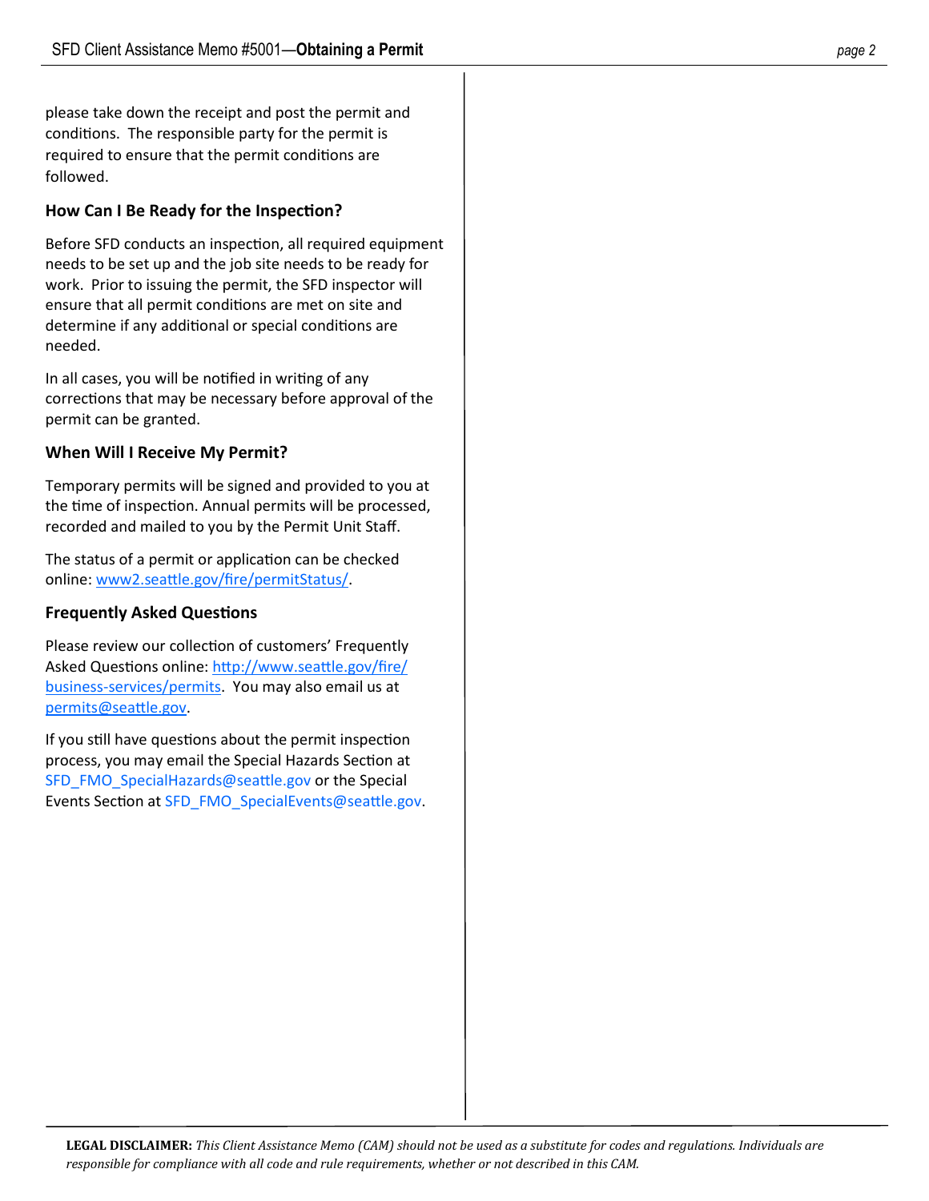please take down the receipt and post the permit and conditions. The responsible party for the permit is required to ensure that the permit conditions are followed.

### How Can I Be Ready for the Inspection?

Before SFD conducts an inspection, all required equipment needs to be set up and the job site needs to be ready for work. Prior to issuing the permit, the SFD inspector will ensure that all permit conditions are met on site and determine if any additional or special conditions are needed.

In all cases, you will be notified in writing of any corrections that may be necessary before approval of the permit can be granted.

### When Will I Receive My Permit?

Temporary permits will be signed and provided to you at the time of inspection. Annual permits will be processed, recorded and mailed to you by the Permit Unit Staff.

The status of a permit or application can be checked online: www2.seattle.gov/fire/permitStatus/.

### Frequently Asked Questions

Please review our collection of customers' Frequently Asked Questions online: http://www.seattle.gov/fire/business-services/permits. You may also email us at permits@seattle.gov.

If you still have questions about the permit inspection process, you may email the Special Hazards Section at SFD_FMO_SpecialHazards@seattle.gov or the Special Events Section at SFD_FMO_SpecialEvents@seattle.gov.

**LEGAL DISCLAIMER:** *This Client Assistance Memo (CAM) should not be used as a substitute for codes and regulations. Individuals are responsible for compliance with all code and rule requirements, whether or not described in this CAM.*